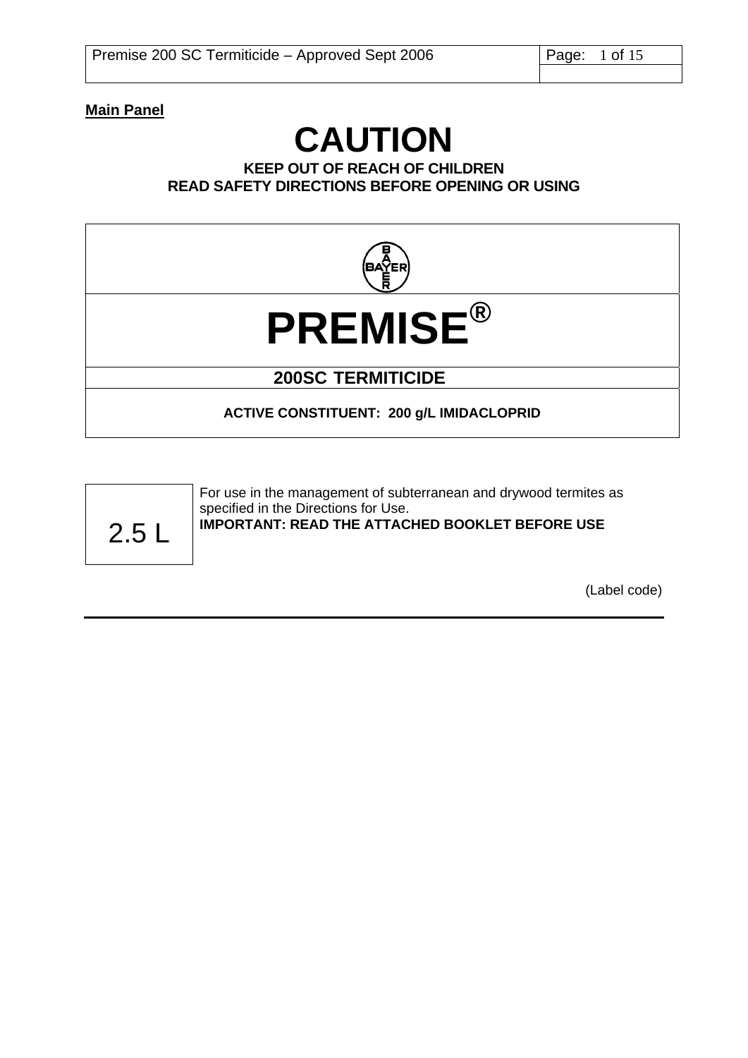**Main Panel**

# CAUTION

**KEEP OUT OF REACH OF CHILDREN**
**READ SAFETY DIRECTIONS BEFORE OPENING OR USING**

BAYER

# PREMISE®

## 200SC TERMITICIDE

**ACTIVE CONSTITUENT: 200 g/L IMIDACLOPRID**

2.5 L

For use in the management of subterranean and drywood termites as specified in the Directions for Use.
**IMPORTANT: READ THE ATTACHED BOOKLET BEFORE USE**

(Label code)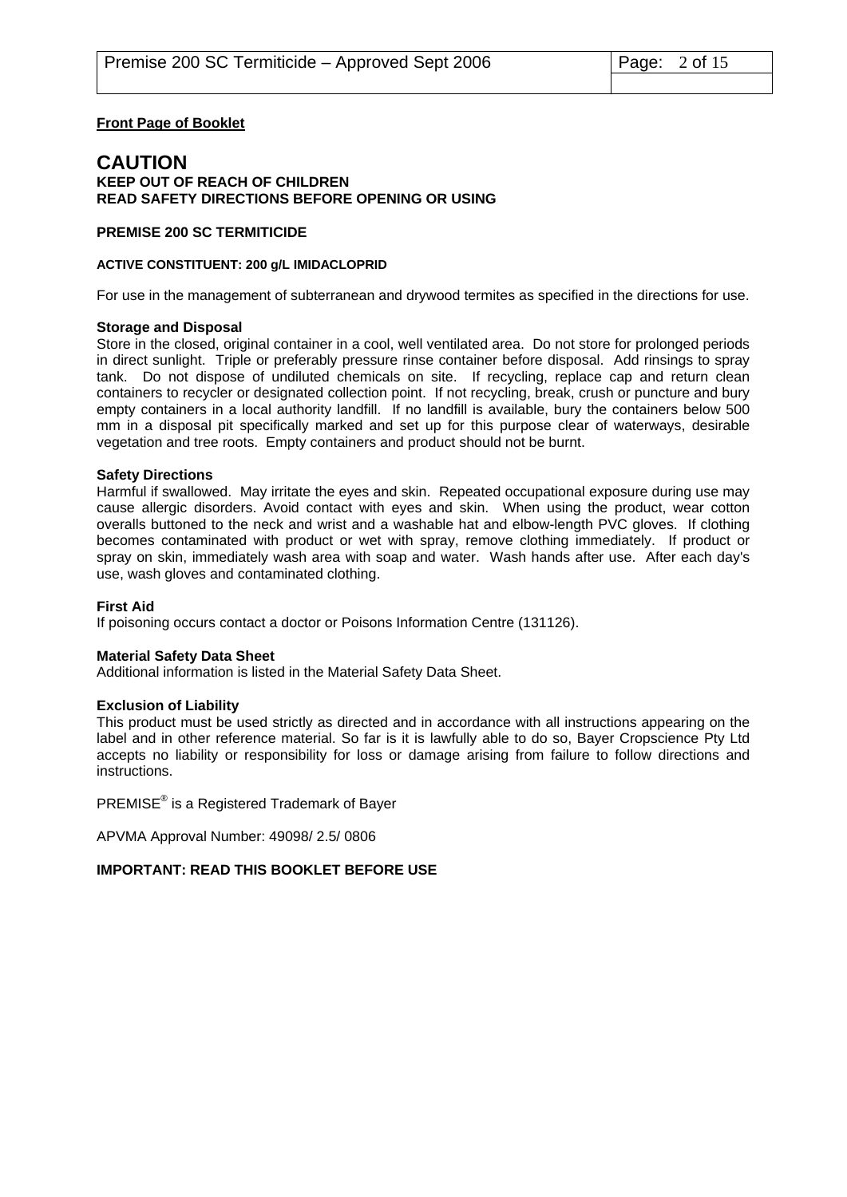**Front Page of Booklet**

# CAUTION

**KEEP OUT OF REACH OF CHILDREN**
**READ SAFETY DIRECTIONS BEFORE OPENING OR USING**

**PREMISE 200 SC TERMITICIDE**

**ACTIVE CONSTITUENT: 200 g/L IMIDACLOPRID**

For use in the management of subterranean and drywood termites as specified in the directions for use.

**Storage and Disposal**
Store in the closed, original container in a cool, well ventilated area. Do not store for prolonged periods in direct sunlight. Triple or preferably pressure rinse container before disposal. Add rinsings to spray tank. Do not dispose of undiluted chemicals on site. If recycling, replace cap and return clean containers to recycler or designated collection point. If not recycling, break, crush or puncture and bury empty containers in a local authority landfill. If no landfill is available, bury the containers below 500 mm in a disposal pit specifically marked and set up for this purpose clear of waterways, desirable vegetation and tree roots. Empty containers and product should not be burnt.

**Safety Directions**
Harmful if swallowed. May irritate the eyes and skin. Repeated occupational exposure during use may cause allergic disorders. Avoid contact with eyes and skin. When using the product, wear cotton overalls buttoned to the neck and wrist and a washable hat and elbow-length PVC gloves. If clothing becomes contaminated with product or wet with spray, remove clothing immediately. If product or spray on skin, immediately wash area with soap and water. Wash hands after use. After each day's use, wash gloves and contaminated clothing.

**First Aid**
If poisoning occurs contact a doctor or Poisons Information Centre (131126).

**Material Safety Data Sheet**
Additional information is listed in the Material Safety Data Sheet.

**Exclusion of Liability**
This product must be used strictly as directed and in accordance with all instructions appearing on the label and in other reference material. So far is it is lawfully able to do so, Bayer Cropscience Pty Ltd accepts no liability or responsibility for loss or damage arising from failure to follow directions and instructions.

PREMISE® is a Registered Trademark of Bayer

APVMA Approval Number: 49098/ 2.5/ 0806

**IMPORTANT: READ THIS BOOKLET BEFORE USE**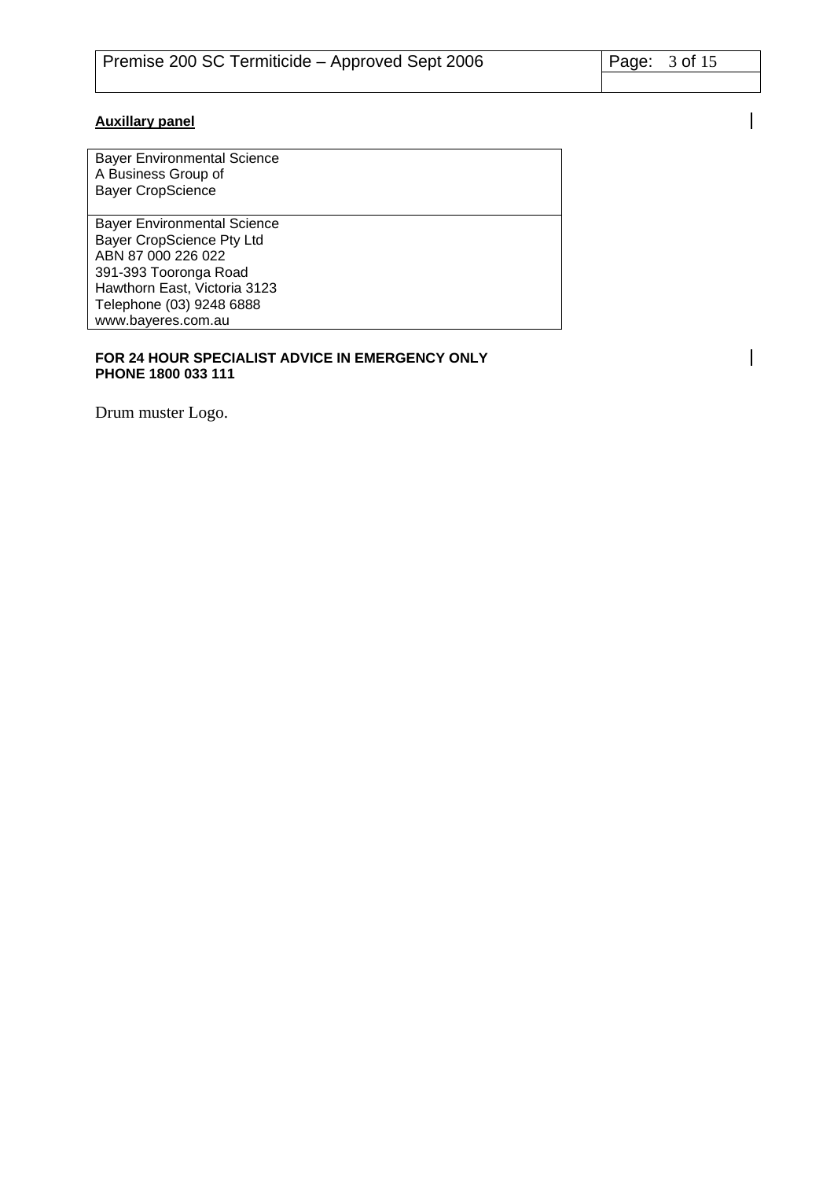**Auxillary panel**

| Bayer Environmental Science<br>A Business Group of<br>Bayer CropScience |
|---|
| Bayer Environmental Science<br>Bayer CropScience Pty Ltd<br>ABN 87 000 226 022<br>391-393 Tooronga Road<br>Hawthorn East, Victoria 3123<br>Telephone (03) 9248 6888<br>www.bayeres.com.au |

**FOR 24 HOUR SPECIALIST ADVICE IN EMERGENCY ONLY**
**PHONE 1800 033 111**

Drum muster Logo.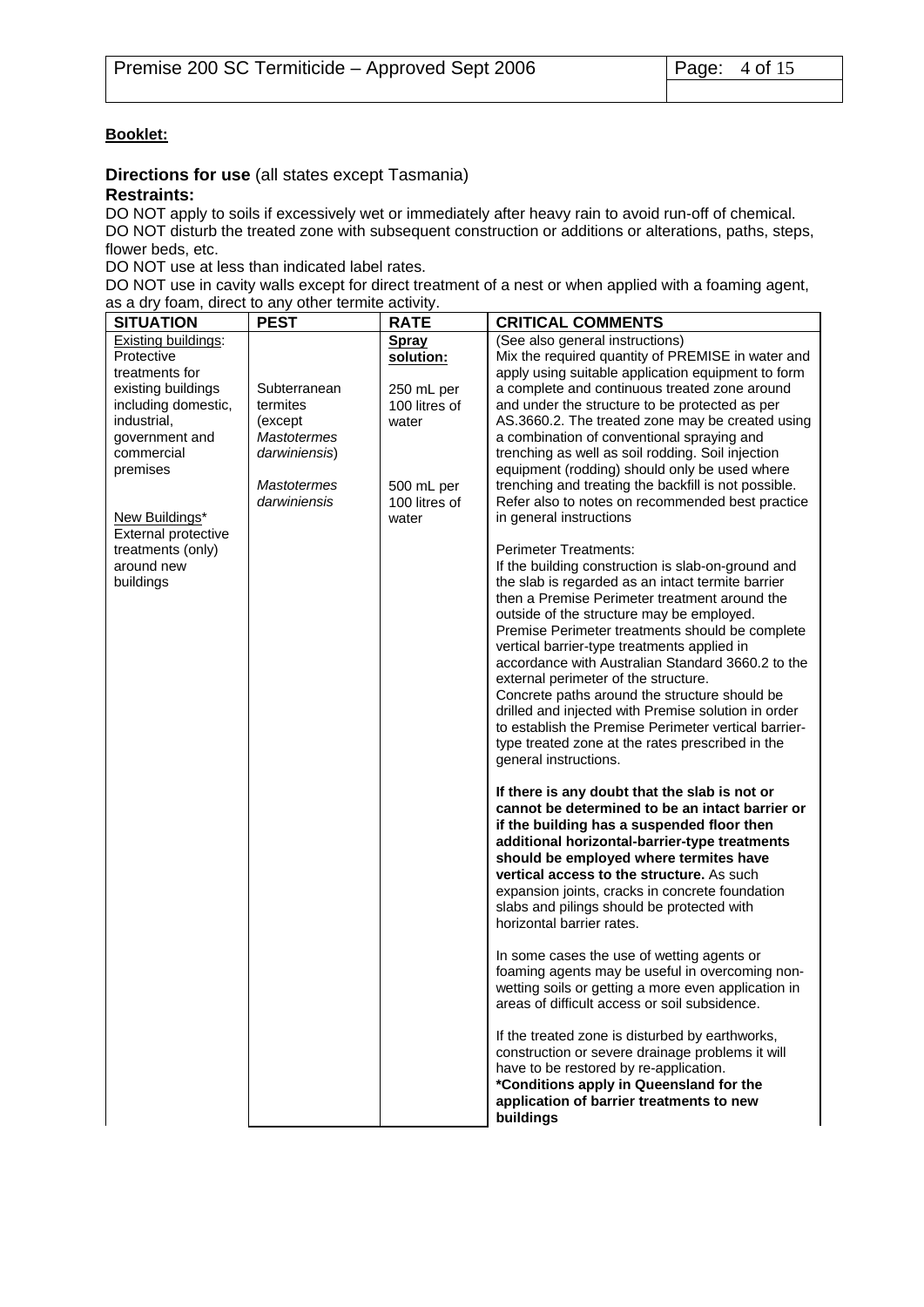**Booklet:**

**Directions for use** (all states except Tasmania)

**Restraints:**

DO NOT apply to soils if excessively wet or immediately after heavy rain to avoid run-off of chemical.
DO NOT disturb the treated zone with subsequent construction or additions or alterations, paths, steps, flower beds, etc.
DO NOT use at less than indicated label rates.
DO NOT use in cavity walls except for direct treatment of a nest or when applied with a foaming agent, as a dry foam, direct to any other termite activity.

| SITUATION | PEST | RATE | CRITICAL COMMENTS |
|---|---|---|---|
| Existing buildings: Protective treatments for existing buildings including domestic, industrial, government and commercial premises<br><br>New Buildings* External protective treatments (only) around new buildings | Subterranean termites (except *Mastotermes darwiniensis*)<br><br>*Mastotermes darwiniensis* | **Spray solution:**<br><br>250 mL per 100 litres of water<br><br>500 mL per 100 litres of water | (See also general instructions)<br>Mix the required quantity of PREMISE in water and apply using suitable application equipment to form a complete and continuous treated zone around and under the structure to be protected as per AS.3660.2. The treated zone may be created using a combination of conventional spraying and trenching as well as soil rodding. Soil injection equipment (rodding) should only be used where trenching and treating the backfill is not possible. Refer also to notes on recommended best practice in general instructions<br><br>Perimeter Treatments:<br>If the building construction is slab-on-ground and the slab is regarded as an intact termite barrier then a Premise Perimeter treatment around the outside of the structure may be employed.<br>Premise Perimeter treatments should be complete vertical barrier-type treatments applied in accordance with Australian Standard 3660.2 to the external perimeter of the structure.<br>Concrete paths around the structure should be drilled and injected with Premise solution in order to establish the Premise Perimeter vertical barrier-type treated zone at the rates prescribed in the general instructions.<br><br>**If there is any doubt that the slab is not or cannot be determined to be an intact barrier or if the building has a suspended floor then additional horizontal-barrier-type treatments should be employed where termites have vertical access to the structure.** As such expansion joints, cracks in concrete foundation slabs and pilings should be protected with horizontal barrier rates.<br><br>In some cases the use of wetting agents or foaming agents may be useful in overcoming non-wetting soils or getting a more even application in areas of difficult access or soil subsidence.<br><br>If the treated zone is disturbed by earthworks, construction or severe drainage problems it will have to be restored by re-application.<br>**\*Conditions apply in Queensland for the application of barrier treatments to new buildings** |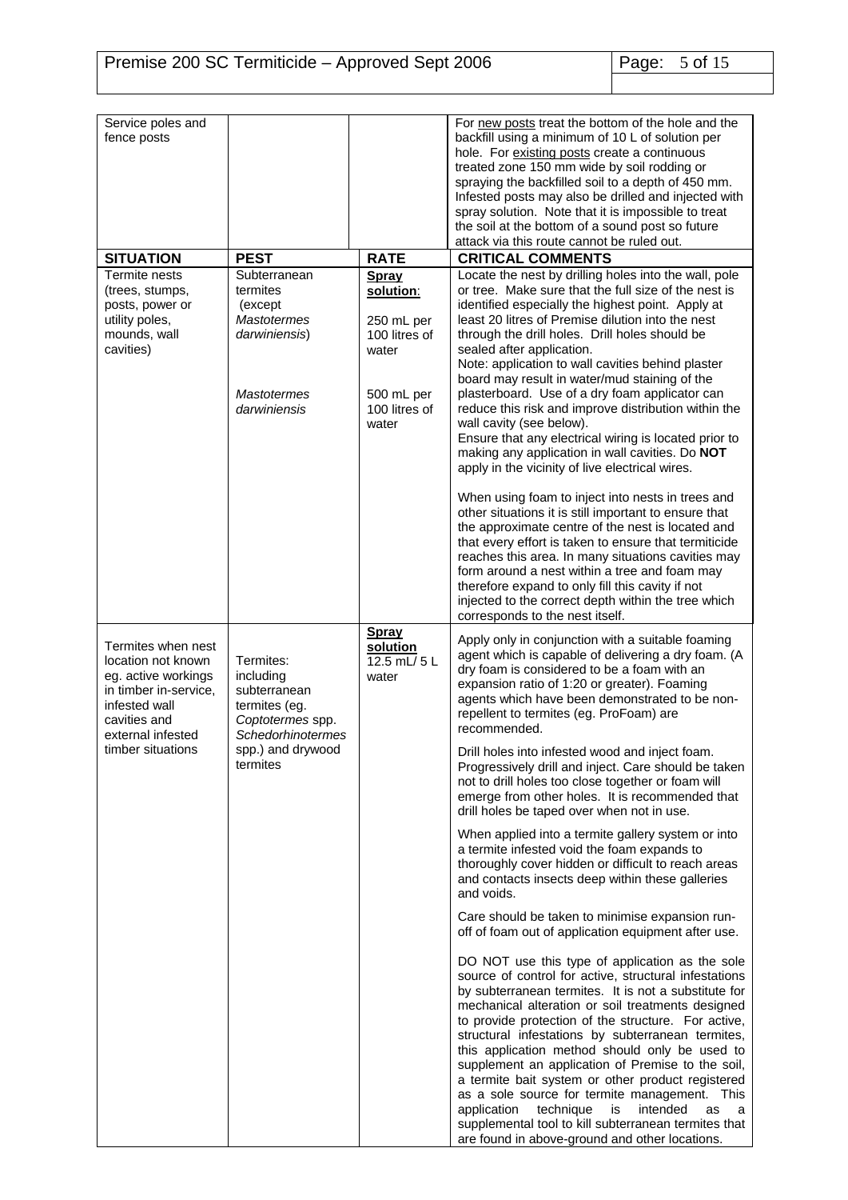| SITUATION | PEST | RATE | CRITICAL COMMENTS |
|---|---|---|---|
| Service poles and fence posts | | | For new posts treat the bottom of the hole and the backfill using a minimum of 10 L of solution per hole. For existing posts create a continuous treated zone 150 mm wide by soil rodding or spraying the backfilled soil to a depth of 450 mm. Infested posts may also be drilled and injected with spray solution. Note that it is impossible to treat the soil at the bottom of a sound post so future attack via this route cannot be ruled out. |
| **SITUATION** | **PEST** | **RATE** | **CRITICAL COMMENTS** |
| Termite nests (trees, stumps, posts, power or utility poles, mounds, wall cavities) | Subterranean termites (except *Mastotermes darwiniensis*)<br><br>*Mastotermes darwiniensis* | **Spray solution**:<br>250 mL per 100 litres of water<br><br>500 mL per 100 litres of water | Locate the nest by drilling holes into the wall, pole or tree. Make sure that the full size of the nest is identified especially the highest point. Apply at least 20 litres of Premise dilution into the nest through the drill holes. Drill holes should be sealed after application.<br>Note: application to wall cavities behind plaster board may result in water/mud staining of the plasterboard. Use of a dry foam applicator can reduce this risk and improve distribution within the wall cavity (see below).<br>Ensure that any electrical wiring is located prior to making any application in wall cavities. Do **NOT** apply in the vicinity of live electrical wires.<br><br>When using foam to inject into nests in trees and other situations it is still important to ensure that the approximate centre of the nest is located and that every effort is taken to ensure that termiticide reaches this area. In many situations cavities may form around a nest within a tree and foam may therefore expand to only fill this cavity if not injected to the correct depth within the tree which corresponds to the nest itself. |
| Termites when nest location not known eg. active workings in timber in-service, infested wall cavities and external infested timber situations | Termites: including subterranean termites (eg. *Coptotermes* spp. *Schedorhinotermes* spp.) and drywood termites | **Spray solution**<br>12.5 mL/ 5 L water | Apply only in conjunction with a suitable foaming agent which is capable of delivering a dry foam. (A dry foam is considered to be a foam with an expansion ratio of 1:20 or greater). Foaming agents which have been demonstrated to be non-repellent to termites (eg. ProFoam) are recommended.<br><br>Drill holes into infested wood and inject foam. Progressively drill and inject. Care should be taken not to drill holes too close together or foam will emerge from other holes. It is recommended that drill holes be taped over when not in use.<br><br>When applied into a termite gallery system or into a termite infested void the foam expands to thoroughly cover hidden or difficult to reach areas and contacts insects deep within these galleries and voids.<br><br>Care should be taken to minimise expansion run-off of foam out of application equipment after use.<br><br>DO NOT use this type of application as the sole source of control for active, structural infestations by subterranean termites. It is not a substitute for mechanical alteration or soil treatments designed to provide protection of the structure. For active, structural infestations by subterranean termites, this application method should only be used to supplement an application of Premise to the soil, a termite bait system or other product registered as a sole source for termite management. This application technique is intended as a supplemental tool to kill subterranean termites that are found in above-ground and other locations. |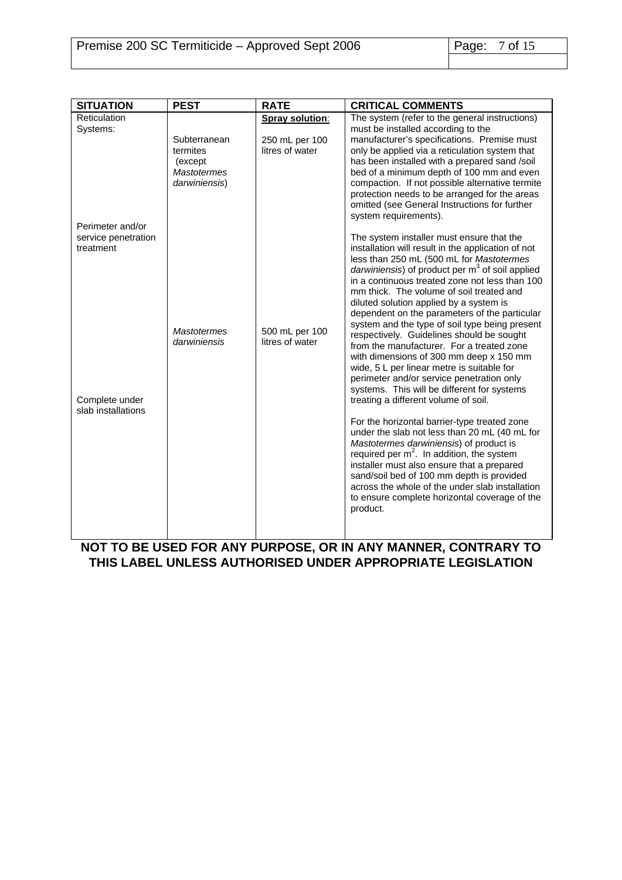| SITUATION | PEST | RATE | CRITICAL COMMENTS |
|---|---|---|---|
| Reticulation Systems:<br><br>Perimeter and/or service penetration treatment<br><br>Complete under slab installations | Subterranean termites (except *Mastotermes darwiniensis*)<br><br>*Mastotermes darwiniensis* | **Spray solution**:<br>250 mL per 100 litres of water<br><br>500 mL per 100 litres of water | The system (refer to the general instructions) must be installed according to the manufacturer's specifications. Premise must only be applied via a reticulation system that has been installed with a prepared sand /soil bed of a minimum depth of 100 mm and even compaction. If not possible alternative termite protection needs to be arranged for the areas omitted (see General Instructions for further system requirements).<br><br>The system installer must ensure that the installation will result in the application of not less than 250 mL (500 mL for *Mastotermes darwiniensis*) of product per $m^3$ of soil applied in a continuous treated zone not less than 100 mm thick. The volume of soil treated and diluted solution applied by a system is dependent on the parameters of the particular system and the type of soil type being present respectively. Guidelines should be sought from the manufacturer. For a treated zone with dimensions of 300 mm deep x 150 mm wide, 5 L per linear metre is suitable for perimeter and/or service penetration only systems. This will be different for systems treating a different volume of soil.<br><br>For the horizontal barrier-type treated zone under the slab not less than 20 mL (40 mL for *Mastotermes darwiniensis*) of product is required per $m^2$. In addition, the system installer must also ensure that a prepared sand/soil bed of 100 mm depth is provided across the whole of the under slab installation to ensure complete horizontal coverage of the product. |

**NOT TO BE USED FOR ANY PURPOSE, OR IN ANY MANNER, CONTRARY TO THIS LABEL UNLESS AUTHORISED UNDER APPROPRIATE LEGISLATION**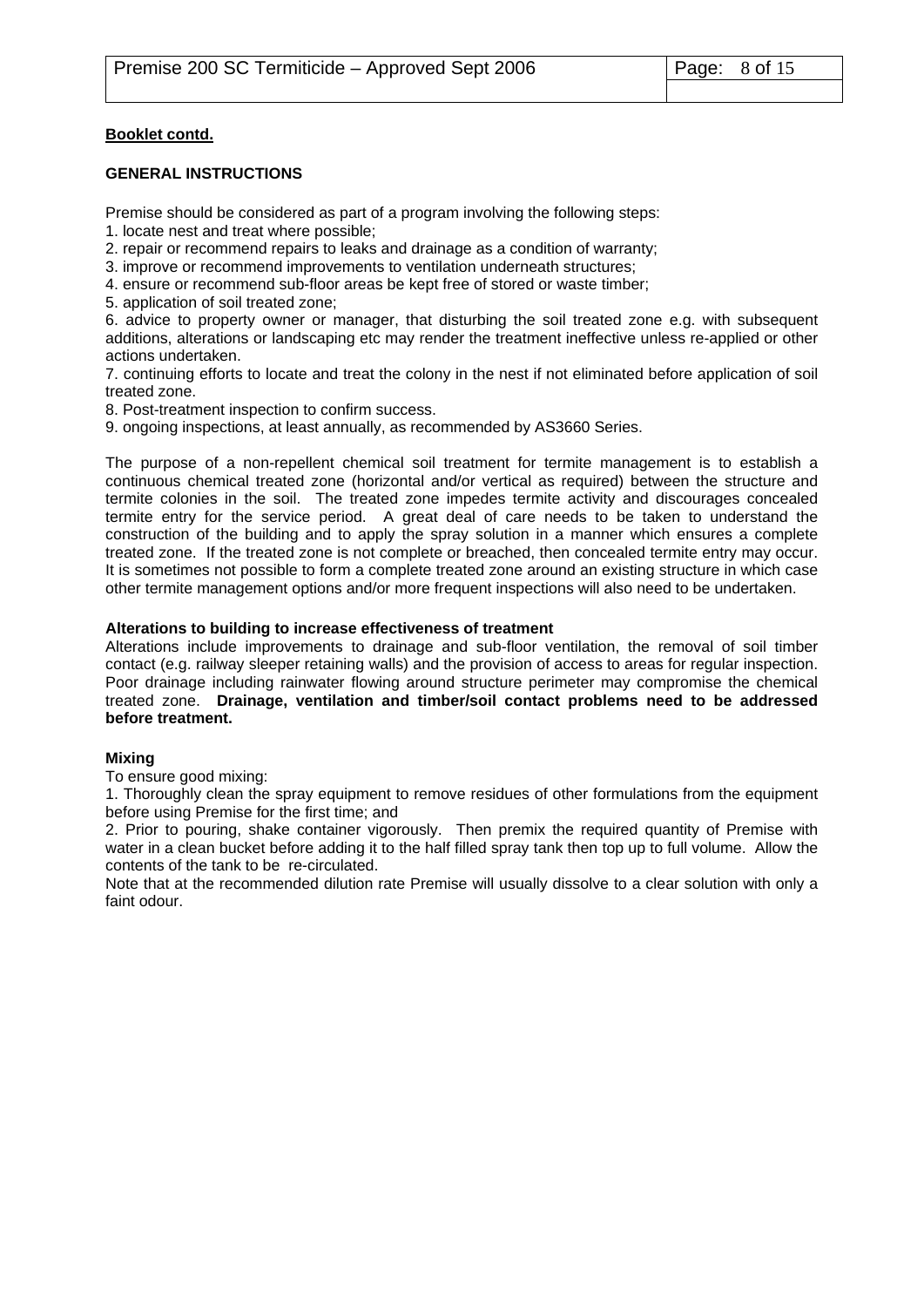**Booklet contd.**

**GENERAL INSTRUCTIONS**

Premise should be considered as part of a program involving the following steps:

1. locate nest and treat where possible;
2. repair or recommend repairs to leaks and drainage as a condition of warranty;
3. improve or recommend improvements to ventilation underneath structures;
4. ensure or recommend sub-floor areas be kept free of stored or waste timber;
5. application of soil treated zone;
6. advice to property owner or manager, that disturbing the soil treated zone e.g. with subsequent additions, alterations or landscaping etc may render the treatment ineffective unless re-applied or other actions undertaken.
7. continuing efforts to locate and treat the colony in the nest if not eliminated before application of soil treated zone.
8. Post-treatment inspection to confirm success.
9. ongoing inspections, at least annually, as recommended by AS3660 Series.

The purpose of a non-repellent chemical soil treatment for termite management is to establish a continuous chemical treated zone (horizontal and/or vertical as required) between the structure and termite colonies in the soil. The treated zone impedes termite activity and discourages concealed termite entry for the service period. A great deal of care needs to be taken to understand the construction of the building and to apply the spray solution in a manner which ensures a complete treated zone. If the treated zone is not complete or breached, then concealed termite entry may occur. It is sometimes not possible to form a complete treated zone around an existing structure in which case other termite management options and/or more frequent inspections will also need to be undertaken.

**Alterations to building to increase effectiveness of treatment**

Alterations include improvements to drainage and sub-floor ventilation, the removal of soil timber contact (e.g. railway sleeper retaining walls) and the provision of access to areas for regular inspection. Poor drainage including rainwater flowing around structure perimeter may compromise the chemical treated zone. **Drainage, ventilation and timber/soil contact problems need to be addressed before treatment.**

**Mixing**

To ensure good mixing:

1. Thoroughly clean the spray equipment to remove residues of other formulations from the equipment before using Premise for the first time; and
2. Prior to pouring, shake container vigorously. Then premix the required quantity of Premise with water in a clean bucket before adding it to the half filled spray tank then top up to full volume. Allow the contents of the tank to be re-circulated.

Note that at the recommended dilution rate Premise will usually dissolve to a clear solution with only a faint odour.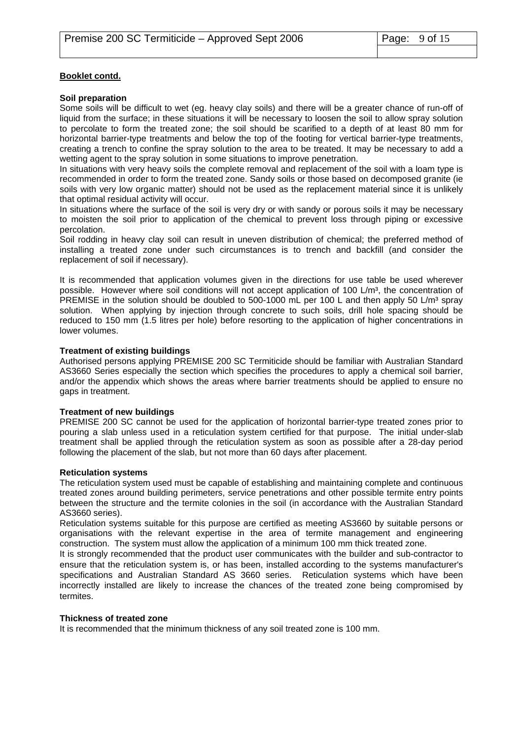**Booklet contd.**

**Soil preparation**

Some soils will be difficult to wet (eg. heavy clay soils) and there will be a greater chance of run-off of liquid from the surface; in these situations it will be necessary to loosen the soil to allow spray solution to percolate to form the treated zone; the soil should be scarified to a depth of at least 80 mm for horizontal barrier-type treatments and below the top of the footing for vertical barrier-type treatments, creating a trench to confine the spray solution to the area to be treated. It may be necessary to add a wetting agent to the spray solution in some situations to improve penetration.

In situations with very heavy soils the complete removal and replacement of the soil with a loam type is recommended in order to form the treated zone. Sandy soils or those based on decomposed granite (ie soils with very low organic matter) should not be used as the replacement material since it is unlikely that optimal residual activity will occur.

In situations where the surface of the soil is very dry or with sandy or porous soils it may be necessary to moisten the soil prior to application of the chemical to prevent loss through piping or excessive percolation.

Soil rodding in heavy clay soil can result in uneven distribution of chemical; the preferred method of installing a treated zone under such circumstances is to trench and backfill (and consider the replacement of soil if necessary).

It is recommended that application volumes given in the directions for use table be used wherever possible. However where soil conditions will not accept application of 100 L/m³, the concentration of PREMISE in the solution should be doubled to 500-1000 mL per 100 L and then apply 50 L/m³ spray solution. When applying by injection through concrete to such soils, drill hole spacing should be reduced to 150 mm (1.5 litres per hole) before resorting to the application of higher concentrations in lower volumes.

**Treatment of existing buildings**

Authorised persons applying PREMISE 200 SC Termiticide should be familiar with Australian Standard AS3660 Series especially the section which specifies the procedures to apply a chemical soil barrier, and/or the appendix which shows the areas where barrier treatments should be applied to ensure no gaps in treatment.

**Treatment of new buildings**

PREMISE 200 SC cannot be used for the application of horizontal barrier-type treated zones prior to pouring a slab unless used in a reticulation system certified for that purpose. The initial under-slab treatment shall be applied through the reticulation system as soon as possible after a 28-day period following the placement of the slab, but not more than 60 days after placement.

**Reticulation systems**

The reticulation system used must be capable of establishing and maintaining complete and continuous treated zones around building perimeters, service penetrations and other possible termite entry points between the structure and the termite colonies in the soil (in accordance with the Australian Standard AS3660 series).

Reticulation systems suitable for this purpose are certified as meeting AS3660 by suitable persons or organisations with the relevant expertise in the area of termite management and engineering construction. The system must allow the application of a minimum 100 mm thick treated zone.

It is strongly recommended that the product user communicates with the builder and sub-contractor to ensure that the reticulation system is, or has been, installed according to the systems manufacturer's specifications and Australian Standard AS 3660 series. Reticulation systems which have been incorrectly installed are likely to increase the chances of the treated zone being compromised by termites.

**Thickness of treated zone**

It is recommended that the minimum thickness of any soil treated zone is 100 mm.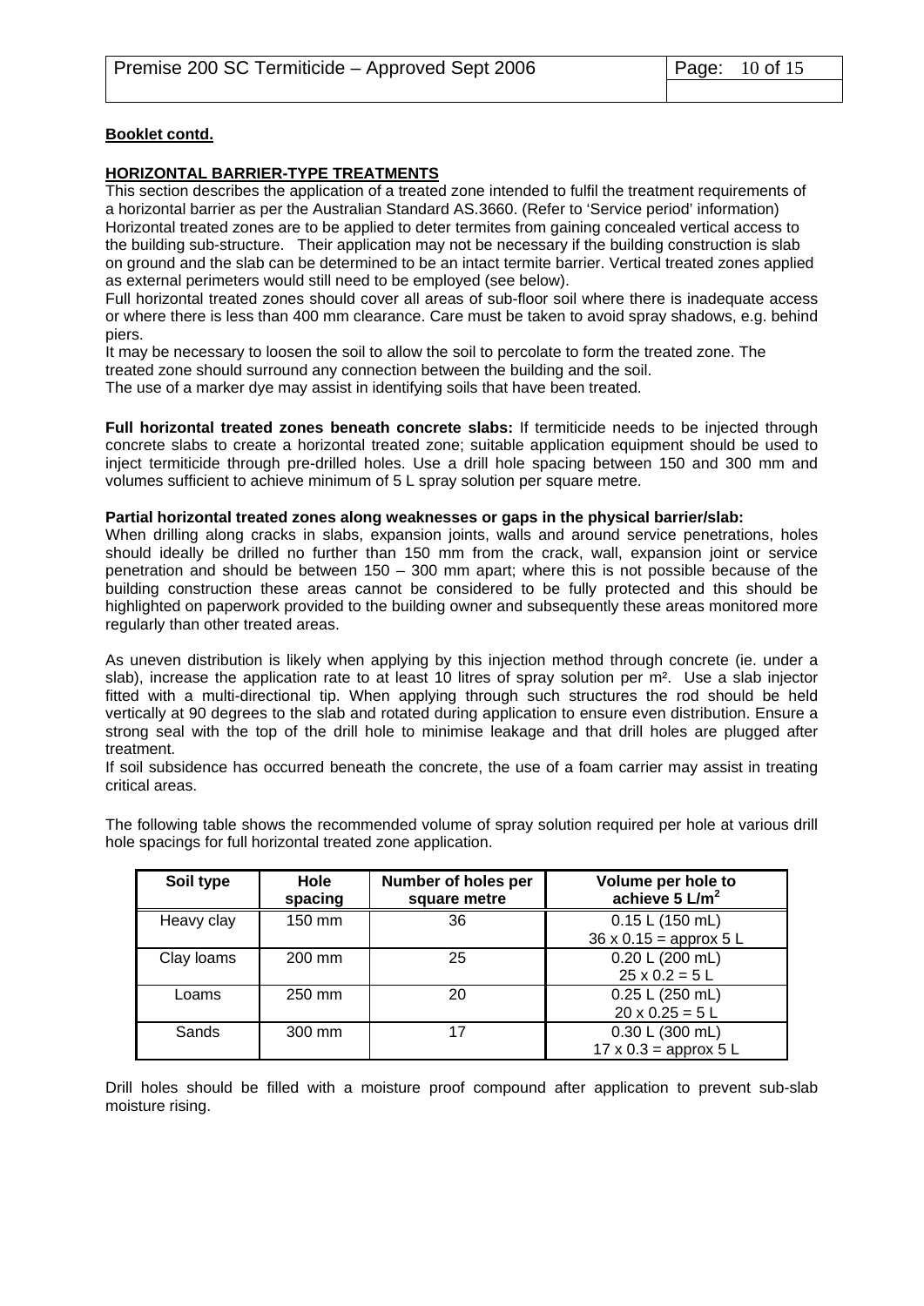**Booklet contd.**

**HORIZONTAL BARRIER-TYPE TREATMENTS**

This section describes the application of a treated zone intended to fulfil the treatment requirements of a horizontal barrier as per the Australian Standard AS.3660. (Refer to 'Service period' information)
Horizontal treated zones are to be applied to deter termites from gaining concealed vertical access to the building sub-structure. Their application may not be necessary if the building construction is slab on ground and the slab can be determined to be an intact termite barrier. Vertical treated zones applied as external perimeters would still need to be employed (see below).
Full horizontal treated zones should cover all areas of sub-floor soil where there is inadequate access or where there is less than 400 mm clearance. Care must be taken to avoid spray shadows, e.g. behind piers.
It may be necessary to loosen the soil to allow the soil to percolate to form the treated zone. The treated zone should surround any connection between the building and the soil.
The use of a marker dye may assist in identifying soils that have been treated.

**Full horizontal treated zones beneath concrete slabs:** If termiticide needs to be injected through concrete slabs to create a horizontal treated zone; suitable application equipment should be used to inject termiticide through pre-drilled holes. Use a drill hole spacing between 150 and 300 mm and volumes sufficient to achieve minimum of 5 L spray solution per square metre.

**Partial horizontal treated zones along weaknesses or gaps in the physical barrier/slab:**
When drilling along cracks in slabs, expansion joints, walls and around service penetrations, holes should ideally be drilled no further than 150 mm from the crack, wall, expansion joint or service penetration and should be between 150 – 300 mm apart; where this is not possible because of the building construction these areas cannot be considered to be fully protected and this should be highlighted on paperwork provided to the building owner and subsequently these areas monitored more regularly than other treated areas.

As uneven distribution is likely when applying by this injection method through concrete (ie. under a slab), increase the application rate to at least 10 litres of spray solution per m². Use a slab injector fitted with a multi-directional tip. When applying through such structures the rod should be held vertically at 90 degrees to the slab and rotated during application to ensure even distribution. Ensure a strong seal with the top of the drill hole to minimise leakage and that drill holes are plugged after treatment.
If soil subsidence has occurred beneath the concrete, the use of a foam carrier may assist in treating critical areas.

The following table shows the recommended volume of spray solution required per hole at various drill hole spacings for full horizontal treated zone application.

| Soil type | Hole spacing | Number of holes per square metre | Volume per hole to achieve 5 L/m² |
|---|---|---|---|
| Heavy clay | 150 mm | 36 | 0.15 L (150 mL)<br>36 x 0.15 = approx 5 L |
| Clay loams | 200 mm | 25 | 0.20 L (200 mL)<br>25 x 0.2 = 5 L |
| Loams | 250 mm | 20 | 0.25 L (250 mL)<br>20 x 0.25 = 5 L |
| Sands | 300 mm | 17 | 0.30 L (300 mL)<br>17 x 0.3 = approx 5 L |

Drill holes should be filled with a moisture proof compound after application to prevent sub-slab moisture rising.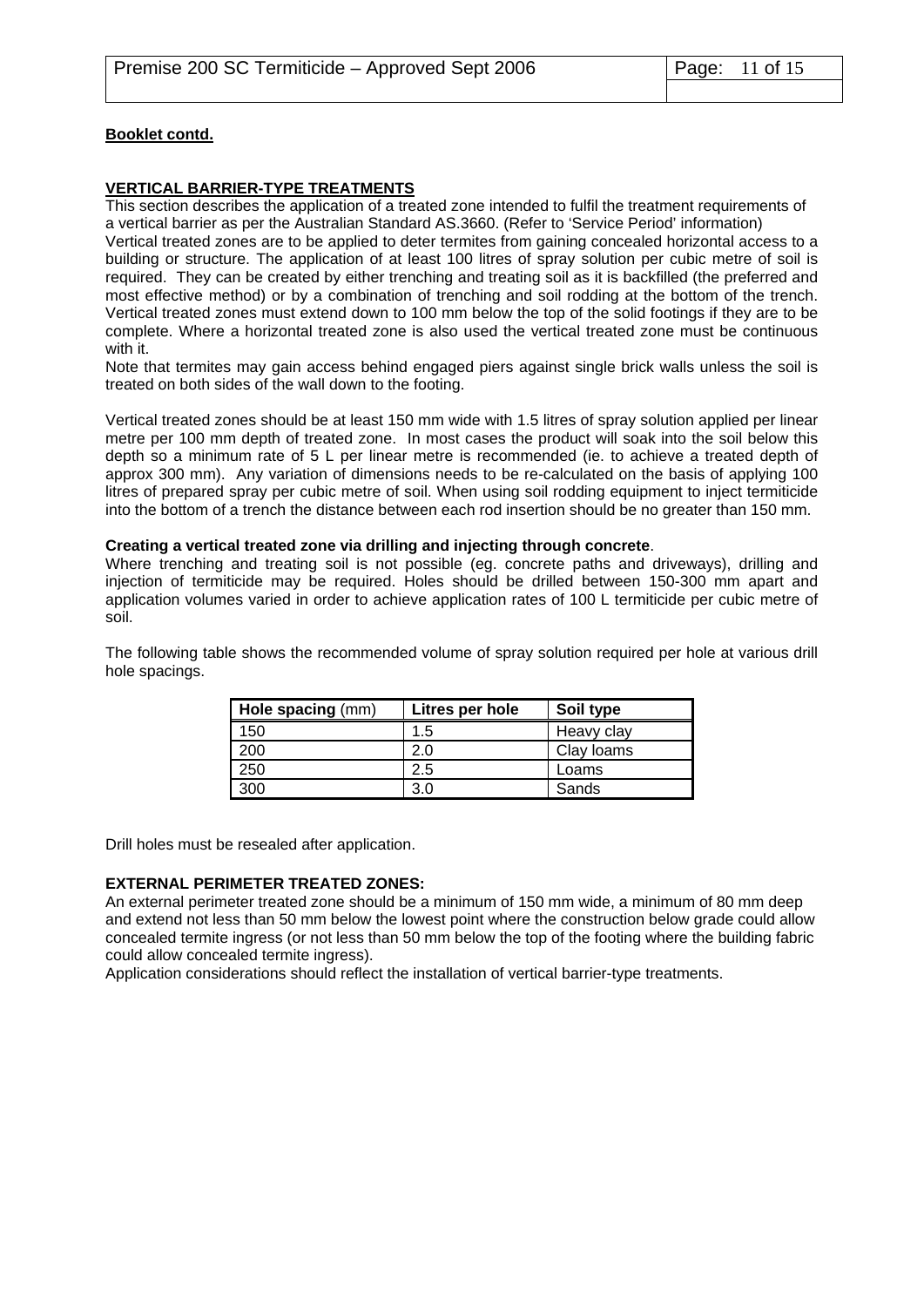**Booklet contd.**

**VERTICAL BARRIER-TYPE TREATMENTS**

This section describes the application of a treated zone intended to fulfil the treatment requirements of a vertical barrier as per the Australian Standard AS.3660. (Refer to 'Service Period' information)

Vertical treated zones are to be applied to deter termites from gaining concealed horizontal access to a building or structure. The application of at least 100 litres of spray solution per cubic metre of soil is required. They can be created by either trenching and treating soil as it is backfilled (the preferred and most effective method) or by a combination of trenching and soil rodding at the bottom of the trench. Vertical treated zones must extend down to 100 mm below the top of the solid footings if they are to be complete. Where a horizontal treated zone is also used the vertical treated zone must be continuous with it.

Note that termites may gain access behind engaged piers against single brick walls unless the soil is treated on both sides of the wall down to the footing.

Vertical treated zones should be at least 150 mm wide with 1.5 litres of spray solution applied per linear metre per 100 mm depth of treated zone. In most cases the product will soak into the soil below this depth so a minimum rate of 5 L per linear metre is recommended (ie. to achieve a treated depth of approx 300 mm). Any variation of dimensions needs to be re-calculated on the basis of applying 100 litres of prepared spray per cubic metre of soil. When using soil rodding equipment to inject termiticide into the bottom of a trench the distance between each rod insertion should be no greater than 150 mm.

**Creating a vertical treated zone via drilling and injecting through concrete**.

Where trenching and treating soil is not possible (eg. concrete paths and driveways), drilling and injection of termiticide may be required. Holes should be drilled between 150-300 mm apart and application volumes varied in order to achieve application rates of 100 L termiticide per cubic metre of soil.

The following table shows the recommended volume of spray solution required per hole at various drill hole spacings.

| **Hole spacing** (mm) | **Litres per hole** | **Soil type** |
|---|---|---|
| 150 | 1.5 | Heavy clay |
| 200 | 2.0 | Clay loams |
| 250 | 2.5 | Loams |
| 300 | 3.0 | Sands |

Drill holes must be resealed after application.

**EXTERNAL PERIMETER TREATED ZONES:**

An external perimeter treated zone should be a minimum of 150 mm wide, a minimum of 80 mm deep and extend not less than 50 mm below the lowest point where the construction below grade could allow concealed termite ingress (or not less than 50 mm below the top of the footing where the building fabric could allow concealed termite ingress).

Application considerations should reflect the installation of vertical barrier-type treatments.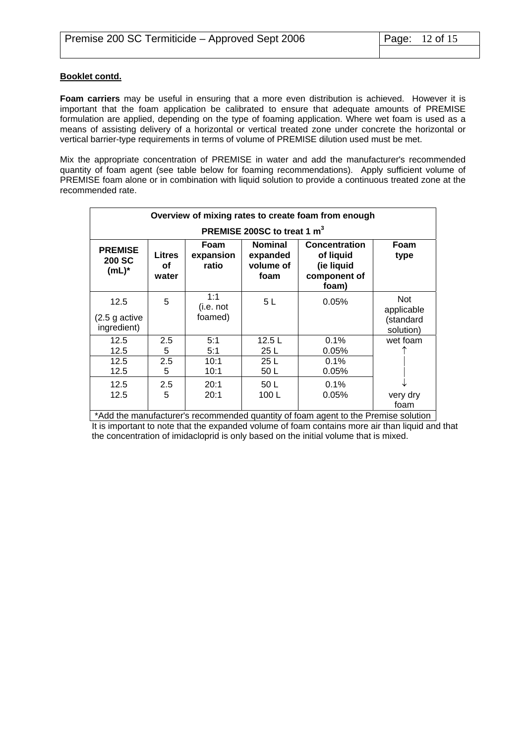**Booklet contd.**

**Foam carriers** may be useful in ensuring that a more even distribution is achieved. However it is important that the foam application be calibrated to ensure that adequate amounts of PREMISE formulation are applied, depending on the type of foaming application. Where wet foam is used as a means of assisting delivery of a horizontal or vertical treated zone under concrete the horizontal or vertical barrier-type requirements in terms of volume of PREMISE dilution used must be met.

Mix the appropriate concentration of PREMISE in water and add the manufacturer's recommended quantity of foam agent (see table below for foaming recommendations). Apply sufficient volume of PREMISE foam alone or in combination with liquid solution to provide a continuous treated zone at the recommended rate.

**Overview of mixing rates to create foam from enough PREMISE 200SC to treat 1 $m^3$**

| PREMISE 200 SC (mL)* | Litres of water | Foam expansion ratio | Nominal expanded volume of foam | Concentration of liquid (ie liquid component of foam) | Foam type |
|---|---|---|---|---|---|
| 12.5 (2.5 g active ingredient) | 5 | 1:1 (i.e. not foamed) | 5 L | 0.05% | Not applicable (standard solution) |
| 12.5 | 2.5 | 5:1 | 12.5 L | 0.1% | wet foam ↑ |
| 12.5 | 5 | 5:1 | 25 L | 0.05% | |
| 12.5 | 2.5 | 10:1 | 25 L | 0.1% | |
| 12.5 | 5 | 10:1 | 50 L | 0.05% | |
| 12.5 | 2.5 | 20:1 | 50 L | 0.1% | ↓ |
| 12.5 | 5 | 20:1 | 100 L | 0.05% | very dry foam |

*Add the manufacturer's recommended quantity of foam agent to the Premise solution

It is important to note that the expanded volume of foam contains more air than liquid and that the concentration of imidacloprid is only based on the initial volume that is mixed.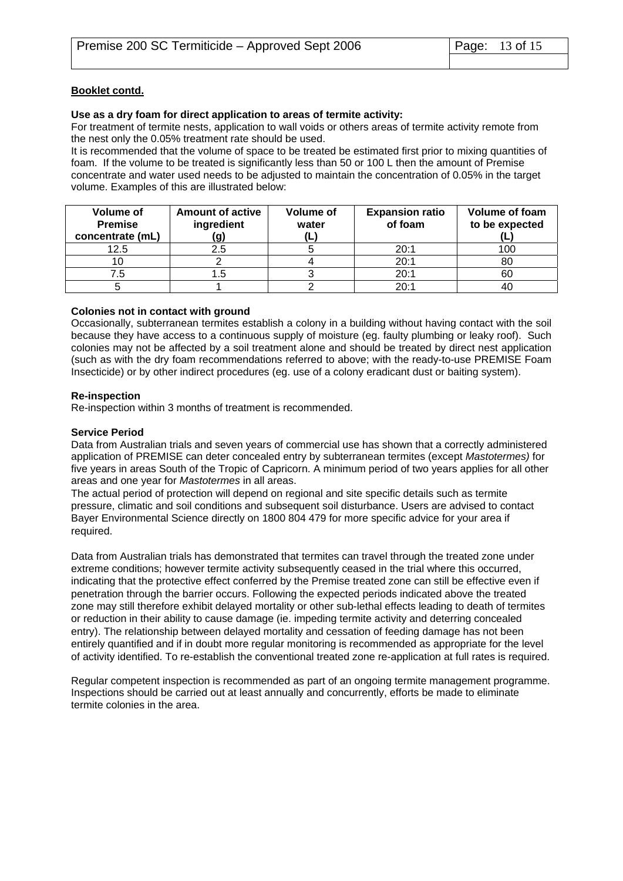**Booklet contd.**

**Use as a dry foam for direct application to areas of termite activity:**

For treatment of termite nests, application to wall voids or others areas of termite activity remote from the nest only the 0.05% treatment rate should be used.

It is recommended that the volume of space to be treated be estimated first prior to mixing quantities of foam. If the volume to be treated is significantly less than 50 or 100 L then the amount of Premise concentrate and water used needs to be adjusted to maintain the concentration of 0.05% in the target volume. Examples of this are illustrated below:

| Volume of Premise concentrate (mL) | Amount of active ingredient (g) | Volume of water (L) | Expansion ratio of foam | Volume of foam to be expected (L) |
|---|---|---|---|---|
| 12.5 | 2.5 | 5 | 20:1 | 100 |
| 10 | 2 | 4 | 20:1 | 80 |
| 7.5 | 1.5 | 3 | 20:1 | 60 |
| 5 | 1 | 2 | 20:1 | 40 |

**Colonies not in contact with ground**

Occasionally, subterranean termites establish a colony in a building without having contact with the soil because they have access to a continuous supply of moisture (eg. faulty plumbing or leaky roof). Such colonies may not be affected by a soil treatment alone and should be treated by direct nest application (such as with the dry foam recommendations referred to above; with the ready-to-use PREMISE Foam Insecticide) or by other indirect procedures (eg. use of a colony eradicant dust or baiting system).

**Re-inspection**

Re-inspection within 3 months of treatment is recommended.

**Service Period**

Data from Australian trials and seven years of commercial use has shown that a correctly administered application of PREMISE can deter concealed entry by subterranean termites (except *Mastotermes)* for five years in areas South of the Tropic of Capricorn. A minimum period of two years applies for all other areas and one year for *Mastotermes* in all areas.

The actual period of protection will depend on regional and site specific details such as termite pressure, climatic and soil conditions and subsequent soil disturbance. Users are advised to contact Bayer Environmental Science directly on 1800 804 479 for more specific advice for your area if required.

Data from Australian trials has demonstrated that termites can travel through the treated zone under extreme conditions; however termite activity subsequently ceased in the trial where this occurred, indicating that the protective effect conferred by the Premise treated zone can still be effective even if penetration through the barrier occurs. Following the expected periods indicated above the treated zone may still therefore exhibit delayed mortality or other sub-lethal effects leading to death of termites or reduction in their ability to cause damage (ie. impeding termite activity and deterring concealed entry). The relationship between delayed mortality and cessation of feeding damage has not been entirely quantified and if in doubt more regular monitoring is recommended as appropriate for the level of activity identified. To re-establish the conventional treated zone re-application at full rates is required.

Regular competent inspection is recommended as part of an ongoing termite management programme. Inspections should be carried out at least annually and concurrently, efforts be made to eliminate termite colonies in the area.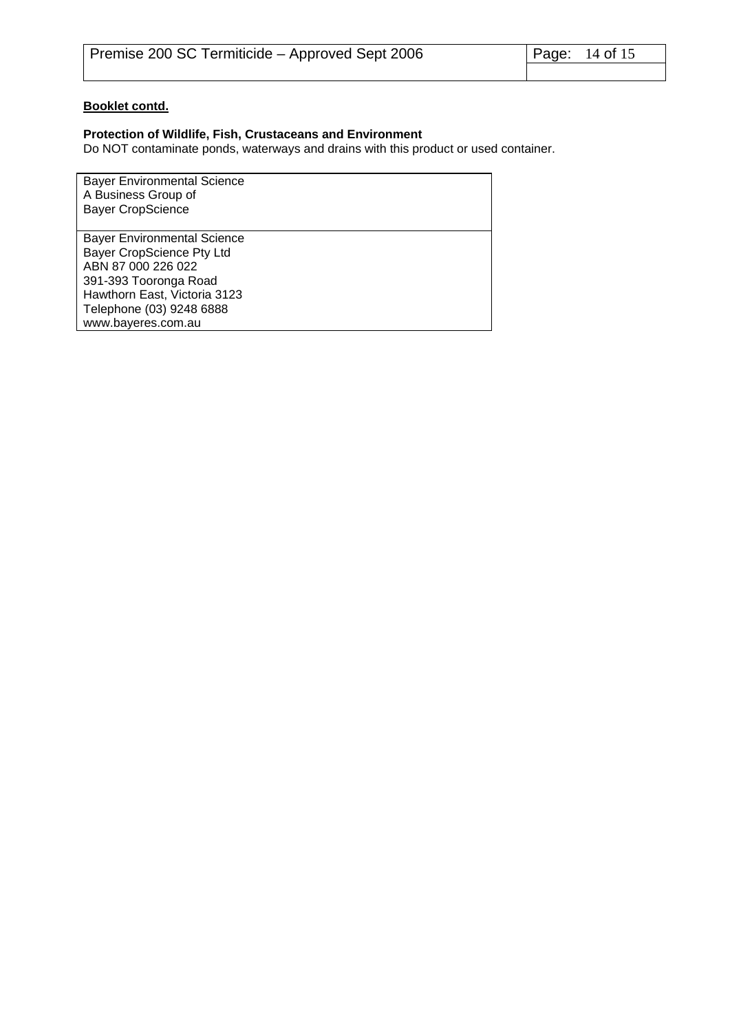**Booklet contd.**

**Protection of Wildlife, Fish, Crustaceans and Environment**
Do NOT contaminate ponds, waterways and drains with this product or used container.

| Bayer Environmental Science<br>A Business Group of<br>Bayer CropScience |
|---|
| Bayer Environmental Science<br>Bayer CropScience Pty Ltd<br>ABN 87 000 226 022<br>391-393 Tooronga Road<br>Hawthorn East, Victoria 3123<br>Telephone (03) 9248 6888<br>www.bayeres.com.au |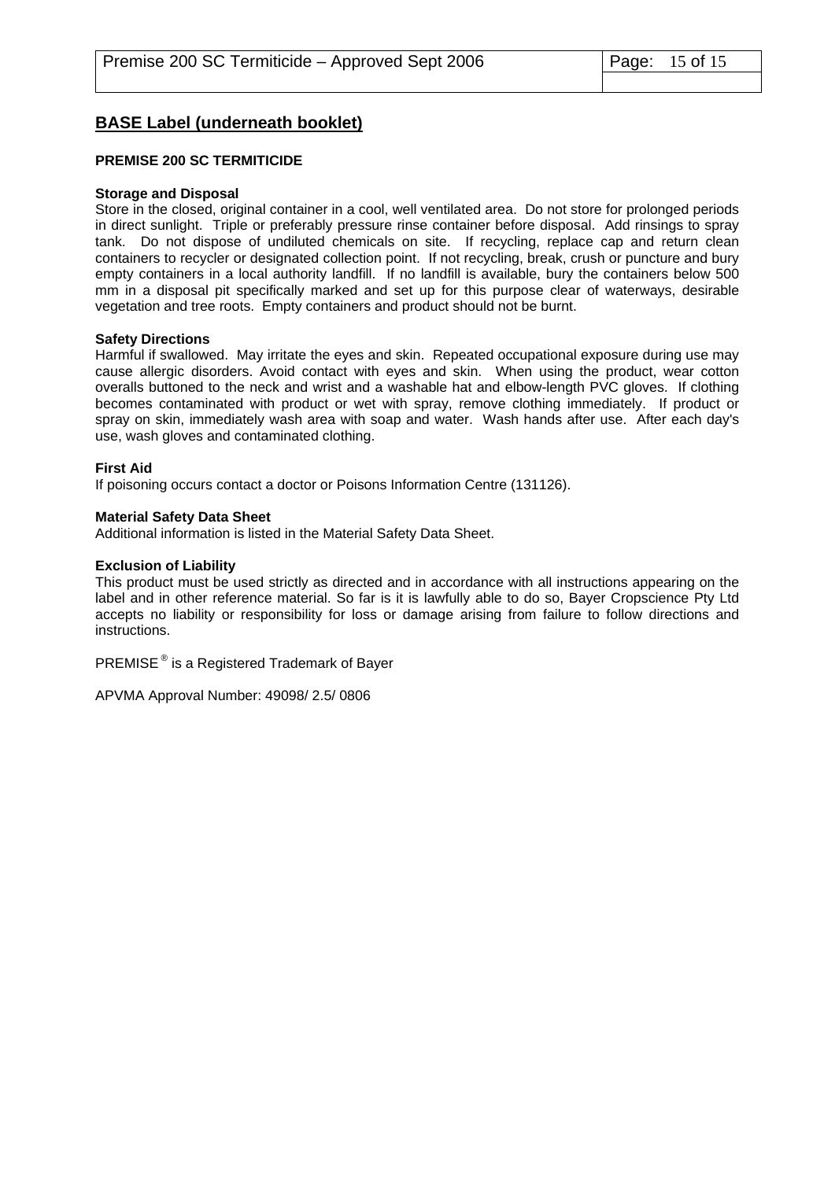## BASE Label (underneath booklet)

**PREMISE 200 SC TERMITICIDE**

**Storage and Disposal**

Store in the closed, original container in a cool, well ventilated area. Do not store for prolonged periods in direct sunlight. Triple or preferably pressure rinse container before disposal. Add rinsings to spray tank. Do not dispose of undiluted chemicals on site. If recycling, replace cap and return clean containers to recycler or designated collection point. If not recycling, break, crush or puncture and bury empty containers in a local authority landfill. If no landfill is available, bury the containers below 500 mm in a disposal pit specifically marked and set up for this purpose clear of waterways, desirable vegetation and tree roots. Empty containers and product should not be burnt.

**Safety Directions**

Harmful if swallowed. May irritate the eyes and skin. Repeated occupational exposure during use may cause allergic disorders. Avoid contact with eyes and skin. When using the product, wear cotton overalls buttoned to the neck and wrist and a washable hat and elbow-length PVC gloves. If clothing becomes contaminated with product or wet with spray, remove clothing immediately. If product or spray on skin, immediately wash area with soap and water. Wash hands after use. After each day's use, wash gloves and contaminated clothing.

**First Aid**

If poisoning occurs contact a doctor or Poisons Information Centre (131126).

**Material Safety Data Sheet**

Additional information is listed in the Material Safety Data Sheet.

**Exclusion of Liability**

This product must be used strictly as directed and in accordance with all instructions appearing on the label and in other reference material. So far is it is lawfully able to do so, Bayer Cropscience Pty Ltd accepts no liability or responsibility for loss or damage arising from failure to follow directions and instructions.

PREMISE ® is a Registered Trademark of Bayer

APVMA Approval Number: 49098/ 2.5/ 0806